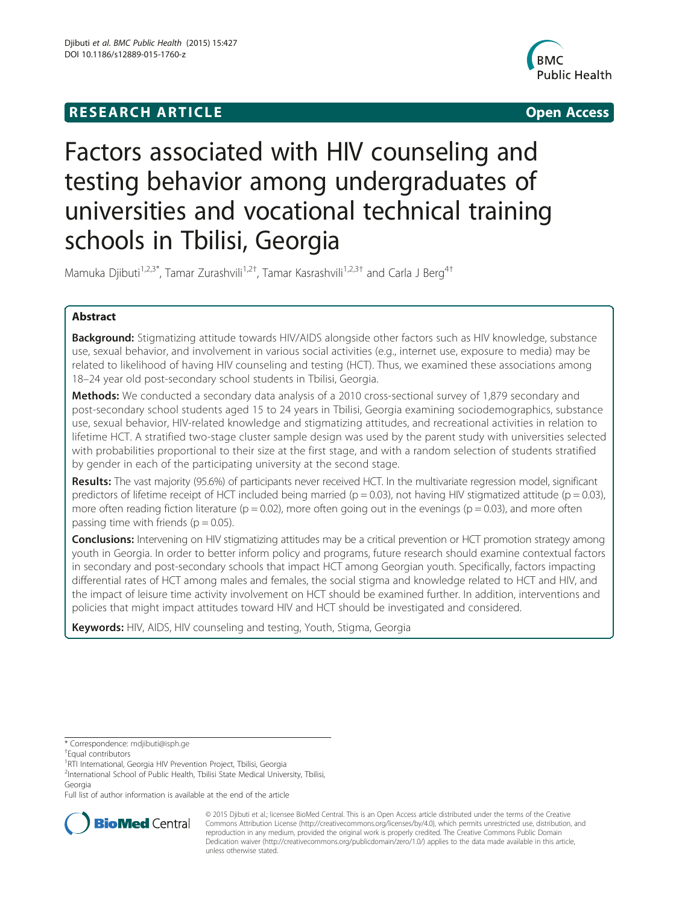**RESEARCH ARTICLE** **Open Access**

# Factors associated with HIV counseling and testing behavior among undergraduates of universities and vocational technical training schools in Tbilisi, Georgia

Mamuka Djibuti[1,2,3*], Tamar Zurashvili[1,2†], Tamar Kasrashvili[1,2,3†] and Carla J Berg[4†]

## Abstract

**Background:** Stigmatizing attitude towards HIV/AIDS alongside other factors such as HIV knowledge, substance use, sexual behavior, and involvement in various social activities (e.g., internet use, exposure to media) may be related to likelihood of having HIV counseling and testing (HCT). Thus, we examined these associations among 18–24 year old post-secondary school students in Tbilisi, Georgia.

**Methods:** We conducted a secondary data analysis of a 2010 cross-sectional survey of 1,879 secondary and post-secondary school students aged 15 to 24 years in Tbilisi, Georgia examining sociodemographics, substance use, sexual behavior, HIV-related knowledge and stigmatizing attitudes, and recreational activities in relation to lifetime HCT. A stratified two-stage cluster sample design was used by the parent study with universities selected with probabilities proportional to their size at the first stage, and with a random selection of students stratified by gender in each of the participating university at the second stage.

**Results:** The vast majority (95.6%) of participants never received HCT. In the multivariate regression model, significant predictors of lifetime receipt of HCT included being married ($p = 0.03$), not having HIV stigmatized attitude ($p = 0.03$), more often reading fiction literature ($p = 0.02$), more often going out in the evenings ($p = 0.03$), and more often passing time with friends ($p = 0.05$).

**Conclusions:** Intervening on HIV stigmatizing attitudes may be a critical prevention or HCT promotion strategy among youth in Georgia. In order to better inform policy and programs, future research should examine contextual factors in secondary and post-secondary schools that impact HCT among Georgian youth. Specifically, factors impacting differential rates of HCT among males and females, the social stigma and knowledge related to HCT and HIV, and the impact of leisure time activity involvement on HCT should be examined further. In addition, interventions and policies that might impact attitudes toward HIV and HCT should be investigated and considered.

**Keywords:** HIV, AIDS, HIV counseling and testing, Youth, Stigma, Georgia

\* Correspondence: mdjibuti@isph.ge

†Equal contributors

[1]RTI International, Georgia HIV Prevention Project, Tbilisi, Georgia

[2]International School of Public Health, Tbilisi State Medical University, Tbilisi, Georgia

Full list of author information is available at the end of the article

© 2015 Djibuti et al.; licensee BioMed Central. This is an Open Access article distributed under the terms of the Creative Commons Attribution License (http://creativecommons.org/licenses/by/4.0), which permits unrestricted use, distribution, and reproduction in any medium, provided the original work is properly credited. The Creative Commons Public Domain Dedication waiver (http://creativecommons.org/publicdomain/zero/1.0/) applies to the data made available in this article, unless otherwise stated.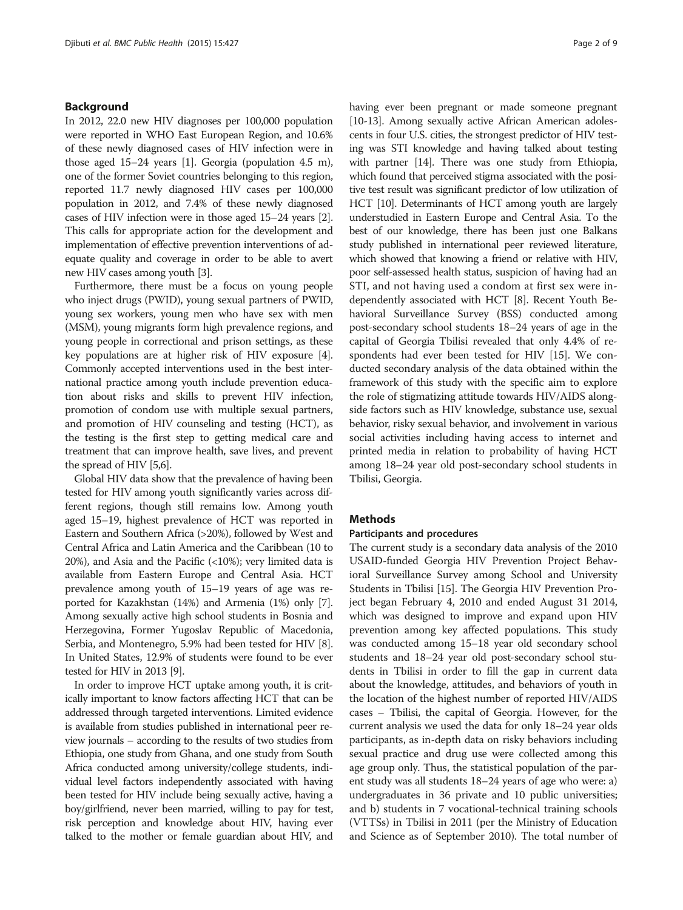## Background

In 2012, 22.0 new HIV diagnoses per 100,000 population were reported in WHO East European Region, and 10.6% of these newly diagnosed cases of HIV infection were in those aged 15–24 years [1]. Georgia (population 4.5 m), one of the former Soviet countries belonging to this region, reported 11.7 newly diagnosed HIV cases per 100,000 population in 2012, and 7.4% of these newly diagnosed cases of HIV infection were in those aged 15–24 years [2]. This calls for appropriate action for the development and implementation of effective prevention interventions of adequate quality and coverage in order to be able to avert new HIV cases among youth [3].

Furthermore, there must be a focus on young people who inject drugs (PWID), young sexual partners of PWID, young sex workers, young men who have sex with men (MSM), young migrants form high prevalence regions, and young people in correctional and prison settings, as these key populations are at higher risk of HIV exposure [4]. Commonly accepted interventions used in the best international practice among youth include prevention education about risks and skills to prevent HIV infection, promotion of condom use with multiple sexual partners, and promotion of HIV counseling and testing (HCT), as the testing is the first step to getting medical care and treatment that can improve health, save lives, and prevent the spread of HIV [5,6].

Global HIV data show that the prevalence of having been tested for HIV among youth significantly varies across different regions, though still remains low. Among youth aged 15–19, highest prevalence of HCT was reported in Eastern and Southern Africa (>20%), followed by West and Central Africa and Latin America and the Caribbean (10 to 20%), and Asia and the Pacific (<10%); very limited data is available from Eastern Europe and Central Asia. HCT prevalence among youth of 15–19 years of age was reported for Kazakhstan (14%) and Armenia (1%) only [7]. Among sexually active high school students in Bosnia and Herzegovina, Former Yugoslav Republic of Macedonia, Serbia, and Montenegro, 5.9% had been tested for HIV [8]. In United States, 12.9% of students were found to be ever tested for HIV in 2013 [9].

In order to improve HCT uptake among youth, it is critically important to know factors affecting HCT that can be addressed through targeted interventions. Limited evidence is available from studies published in international peer review journals – according to the results of two studies from Ethiopia, one study from Ghana, and one study from South Africa conducted among university/college students, individual level factors independently associated with having been tested for HIV include being sexually active, having a boy/girlfriend, never been married, willing to pay for test, risk perception and knowledge about HIV, having ever talked to the mother or female guardian about HIV, and having ever been pregnant or made someone pregnant [10-13]. Among sexually active African American adolescents in four U.S. cities, the strongest predictor of HIV testing was STI knowledge and having talked about testing with partner [14]. There was one study from Ethiopia, which found that perceived stigma associated with the positive test result was significant predictor of low utilization of HCT [10]. Determinants of HCT among youth are largely understudied in Eastern Europe and Central Asia. To the best of our knowledge, there has been just one Balkans study published in international peer reviewed literature, which showed that knowing a friend or relative with HIV, poor self-assessed health status, suspicion of having had an STI, and not having used a condom at first sex were independently associated with HCT [8]. Recent Youth Behavioral Surveillance Survey (BSS) conducted among post-secondary school students 18–24 years of age in the capital of Georgia Tbilisi revealed that only 4.4% of respondents had ever been tested for HIV [15]. We conducted secondary analysis of the data obtained within the framework of this study with the specific aim to explore the role of stigmatizing attitude towards HIV/AIDS alongside factors such as HIV knowledge, substance use, sexual behavior, risky sexual behavior, and involvement in various social activities including having access to internet and printed media in relation to probability of having HCT among 18–24 year old post-secondary school students in Tbilisi, Georgia.

## Methods

### Participants and procedures

The current study is a secondary data analysis of the 2010 USAID-funded Georgia HIV Prevention Project Behavioral Surveillance Survey among School and University Students in Tbilisi [15]. The Georgia HIV Prevention Project began February 4, 2010 and ended August 31 2014, which was designed to improve and expand upon HIV prevention among key affected populations. This study was conducted among 15–18 year old secondary school students and 18–24 year old post-secondary school students in Tbilisi in order to fill the gap in current data about the knowledge, attitudes, and behaviors of youth in the location of the highest number of reported HIV/AIDS cases – Tbilisi, the capital of Georgia. However, for the current analysis we used the data for only 18–24 year olds participants, as in-depth data on risky behaviors including sexual practice and drug use were collected among this age group only. Thus, the statistical population of the parent study was all students 18–24 years of age who were: a) undergraduates in 36 private and 10 public universities; and b) students in 7 vocational-technical training schools (VTTSs) in Tbilisi in 2011 (per the Ministry of Education and Science as of September 2010). The total number of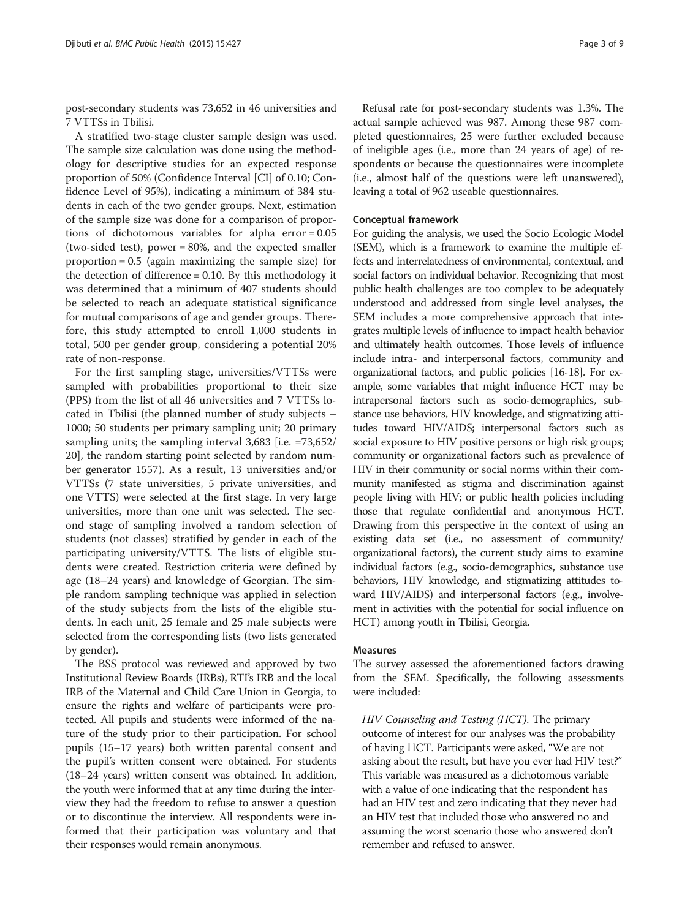post-secondary students was 73,652 in 46 universities and 7 VTTSs in Tbilisi.

A stratified two-stage cluster sample design was used. The sample size calculation was done using the methodology for descriptive studies for an expected response proportion of 50% (Confidence Interval [CI] of 0.10; Confidence Level of 95%), indicating a minimum of 384 students in each of the two gender groups. Next, estimation of the sample size was done for a comparison of proportions of dichotomous variables for alpha error = 0.05 (two-sided test), power = 80%, and the expected smaller proportion = 0.5 (again maximizing the sample size) for the detection of difference = 0.10. By this methodology it was determined that a minimum of 407 students should be selected to reach an adequate statistical significance for mutual comparisons of age and gender groups. Therefore, this study attempted to enroll 1,000 students in total, 500 per gender group, considering a potential 20% rate of non-response.

For the first sampling stage, universities/VTTSs were sampled with probabilities proportional to their size (PPS) from the list of all 46 universities and 7 VTTSs located in Tbilisi (the planned number of study subjects – 1000; 50 students per primary sampling unit; 20 primary sampling units; the sampling interval 3,683 [i.e. =73,652/20], the random starting point selected by random number generator 1557). As a result, 13 universities and/or VTTSs (7 state universities, 5 private universities, and one VTTS) were selected at the first stage. In very large universities, more than one unit was selected. The second stage of sampling involved a random selection of students (not classes) stratified by gender in each of the participating university/VTTS. The lists of eligible students were created. Restriction criteria were defined by age (18–24 years) and knowledge of Georgian. The simple random sampling technique was applied in selection of the study subjects from the lists of the eligible students. In each unit, 25 female and 25 male subjects were selected from the corresponding lists (two lists generated by gender).

The BSS protocol was reviewed and approved by two Institutional Review Boards (IRBs), RTI's IRB and the local IRB of the Maternal and Child Care Union in Georgia, to ensure the rights and welfare of participants were protected. All pupils and students were informed of the nature of the study prior to their participation. For school pupils (15–17 years) both written parental consent and the pupil's written consent were obtained. For students (18–24 years) written consent was obtained. In addition, the youth were informed that at any time during the interview they had the freedom to refuse to answer a question or to discontinue the interview. All respondents were informed that their participation was voluntary and that their responses would remain anonymous.

Refusal rate for post-secondary students was 1.3%. The actual sample achieved was 987. Among these 987 completed questionnaires, 25 were further excluded because of ineligible ages (i.e., more than 24 years of age) of respondents or because the questionnaires were incomplete (i.e., almost half of the questions were left unanswered), leaving a total of 962 useable questionnaires.

### Conceptual framework

For guiding the analysis, we used the Socio Ecologic Model (SEM), which is a framework to examine the multiple effects and interrelatedness of environmental, contextual, and social factors on individual behavior. Recognizing that most public health challenges are too complex to be adequately understood and addressed from single level analyses, the SEM includes a more comprehensive approach that integrates multiple levels of influence to impact health behavior and ultimately health outcomes. Those levels of influence include intra- and interpersonal factors, community and organizational factors, and public policies [16-18]. For example, some variables that might influence HCT may be intrapersonal factors such as socio-demographics, substance use behaviors, HIV knowledge, and stigmatizing attitudes toward HIV/AIDS; interpersonal factors such as social exposure to HIV positive persons or high risk groups; community or organizational factors such as prevalence of HIV in their community or social norms within their community manifested as stigma and discrimination against people living with HIV; or public health policies including those that regulate confidential and anonymous HCT. Drawing from this perspective in the context of using an existing data set (i.e., no assessment of community/organizational factors), the current study aims to examine individual factors (e.g., socio-demographics, substance use behaviors, HIV knowledge, and stigmatizing attitudes toward HIV/AIDS) and interpersonal factors (e.g., involvement in activities with the potential for social influence on HCT) among youth in Tbilisi, Georgia.

### Measures

The survey assessed the aforementioned factors drawing from the SEM. Specifically, the following assessments were included:

*HIV Counseling and Testing (HCT).* The primary outcome of interest for our analyses was the probability of having HCT. Participants were asked, "We are not asking about the result, but have you ever had HIV test?" This variable was measured as a dichotomous variable with a value of one indicating that the respondent has had an HIV test and zero indicating that they never had an HIV test that included those who answered no and assuming the worst scenario those who answered don't remember and refused to answer.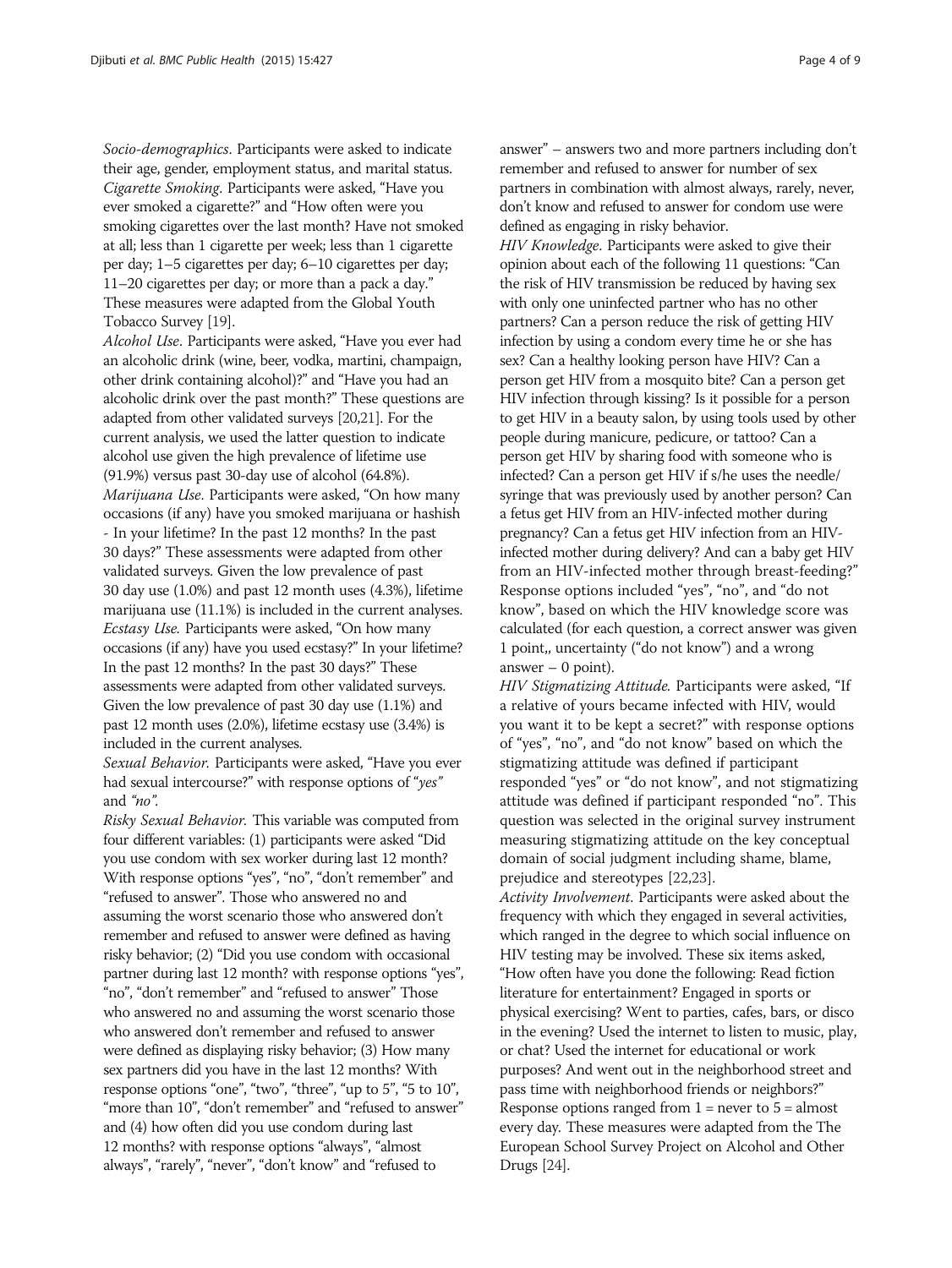*Socio-demographics*. Participants were asked to indicate their age, gender, employment status, and marital status. *Cigarette Smoking*. Participants were asked, "Have you ever smoked a cigarette?" and "How often were you smoking cigarettes over the last month? Have not smoked at all; less than 1 cigarette per week; less than 1 cigarette per day; 1–5 cigarettes per day; 6–10 cigarettes per day; 11–20 cigarettes per day; or more than a pack a day." These measures were adapted from the Global Youth Tobacco Survey [19].

*Alcohol Use*. Participants were asked, "Have you ever had an alcoholic drink (wine, beer, vodka, martini, champaign, other drink containing alcohol)?" and "Have you had an alcoholic drink over the past month?" These questions are adapted from other validated surveys [20,21]. For the current analysis, we used the latter question to indicate alcohol use given the high prevalence of lifetime use (91.9%) versus past 30-day use of alcohol (64.8%).

*Marijuana Use*. Participants were asked, "On how many occasions (if any) have you smoked marijuana or hashish - In your lifetime? In the past 12 months? In the past 30 days?" These assessments were adapted from other validated surveys. Given the low prevalence of past 30 day use (1.0%) and past 12 month uses (4.3%), lifetime marijuana use (11.1%) is included in the current analyses.

*Ecstasy Use*. Participants were asked, "On how many occasions (if any) have you used ecstasy?" In your lifetime? In the past 12 months? In the past 30 days?" These assessments were adapted from other validated surveys. Given the low prevalence of past 30 day use (1.1%) and past 12 month uses (2.0%), lifetime ecstasy use (3.4%) is included in the current analyses.

*Sexual Behavior*. Participants were asked, "Have you ever had sexual intercourse?" with response options of "*yes*" and "*no*".

*Risky Sexual Behavior*. This variable was computed from four different variables: (1) participants were asked "Did you use condom with sex worker during last 12 month? With response options "yes", "no", "don't remember" and "refused to answer". Those who answered no and assuming the worst scenario those who answered don't remember and refused to answer were defined as having risky behavior; (2) "Did you use condom with occasional partner during last 12 month? with response options "yes", "no", "don't remember" and "refused to answer" Those who answered no and assuming the worst scenario those who answered don't remember and refused to answer were defined as displaying risky behavior; (3) How many sex partners did you have in the last 12 months? With response options "one", "two", "three", "up to 5", "5 to 10", "more than 10", "don't remember" and "refused to answer" and (4) how often did you use condom during last 12 months? with response options "always", "almost always", "rarely", "never", "don't know" and "refused to answer" – answers two and more partners including don't remember and refused to answer for number of sex partners in combination with almost always, rarely, never, don't know and refused to answer for condom use were defined as engaging in risky behavior.

*HIV Knowledge*. Participants were asked to give their opinion about each of the following 11 questions: "Can the risk of HIV transmission be reduced by having sex with only one uninfected partner who has no other partners? Can a person reduce the risk of getting HIV infection by using a condom every time he or she has sex? Can a healthy looking person have HIV? Can a person get HIV from a mosquito bite? Can a person get HIV infection through kissing? Is it possible for a person to get HIV in a beauty salon, by using tools used by other people during manicure, pedicure, or tattoo? Can a person get HIV by sharing food with someone who is infected? Can a person get HIV if s/he uses the needle/syringe that was previously used by another person? Can a fetus get HIV from an HIV-infected mother during pregnancy? Can a fetus get HIV infection from an HIV-infected mother during delivery? And can a baby get HIV from an HIV-infected mother through breast-feeding?" Response options included "yes", "no", and "do not know", based on which the HIV knowledge score was calculated (for each question, a correct answer was given 1 point,, uncertainty ("do not know") and a wrong answer – 0 point).

*HIV Stigmatizing Attitude*. Participants were asked, "If a relative of yours became infected with HIV, would you want it to be kept a secret?" with response options of "yes", "no", and "do not know" based on which the stigmatizing attitude was defined if participant responded "yes" or "do not know", and not stigmatizing attitude was defined if participant responded "no". This question was selected in the original survey instrument measuring stigmatizing attitude on the key conceptual domain of social judgment including shame, blame, prejudice and stereotypes [22,23].

*Activity Involvement*. Participants were asked about the frequency with which they engaged in several activities, which ranged in the degree to which social influence on HIV testing may be involved. These six items asked, "How often have you done the following: Read fiction literature for entertainment? Engaged in sports or physical exercising? Went to parties, cafes, bars, or disco in the evening? Used the internet to listen to music, play, or chat? Used the internet for educational or work purposes? And went out in the neighborhood street and pass time with neighborhood friends or neighbors?" Response options ranged from 1 = never to 5 = almost every day. These measures were adapted from the The European School Survey Project on Alcohol and Other Drugs [24].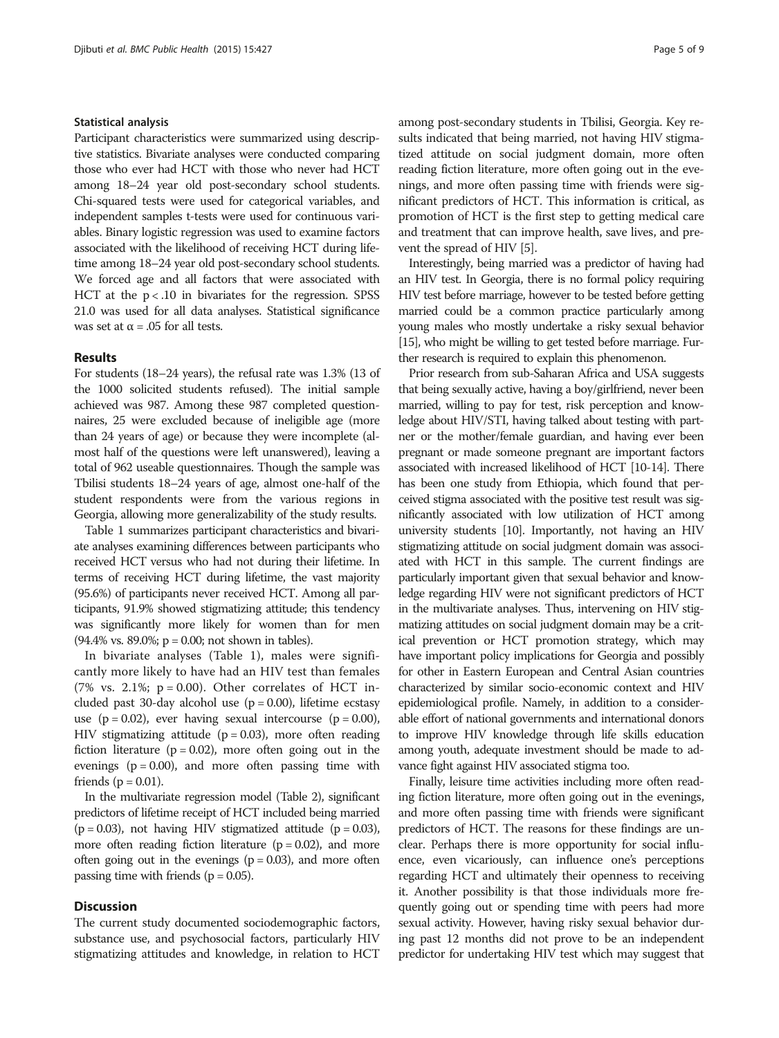### Statistical analysis

Participant characteristics were summarized using descriptive statistics. Bivariate analyses were conducted comparing those who ever had HCT with those who never had HCT among 18–24 year old post-secondary school students. Chi-squared tests were used for categorical variables, and independent samples t-tests were used for continuous variables. Binary logistic regression was used to examine factors associated with the likelihood of receiving HCT during lifetime among 18–24 year old post-secondary school students. We forced age and all factors that were associated with HCT at the $p < .10$ in bivariates for the regression. SPSS 21.0 was used for all data analyses. Statistical significance was set at $\alpha = .05$ for all tests.

## Results

For students (18–24 years), the refusal rate was 1.3% (13 of the 1000 solicited students refused). The initial sample achieved was 987. Among these 987 completed questionnaires, 25 were excluded because of ineligible age (more than 24 years of age) or because they were incomplete (almost half of the questions were left unanswered), leaving a total of 962 useable questionnaires. Though the sample was Tbilisi students 18–24 years of age, almost one-half of the student respondents were from the various regions in Georgia, allowing more generalizability of the study results.

Table 1 summarizes participant characteristics and bivariate analyses examining differences between participants who received HCT versus who had not during their lifetime. In terms of receiving HCT during lifetime, the vast majority (95.6%) of participants never received HCT. Among all participants, 91.9% showed stigmatizing attitude; this tendency was significantly more likely for women than for men (94.4% vs. 89.0%; $p = 0.00$; not shown in tables).

In bivariate analyses (Table 1), males were significantly more likely to have had an HIV test than females (7% vs. 2.1%; $p = 0.00$). Other correlates of HCT included past 30-day alcohol use ($p = 0.00$), lifetime ecstasy use ($p = 0.02$), ever having sexual intercourse ($p = 0.00$), HIV stigmatizing attitude ($p = 0.03$), more often reading fiction literature ($p = 0.02$), more often going out in the evenings ($p = 0.00$), and more often passing time with friends ($p = 0.01$).

In the multivariate regression model (Table 2), significant predictors of lifetime receipt of HCT included being married ($p = 0.03$), not having HIV stigmatized attitude ($p = 0.03$), more often reading fiction literature ($p = 0.02$), and more often going out in the evenings ($p = 0.03$), and more often passing time with friends ($p = 0.05$).

## Discussion

The current study documented sociodemographic factors, substance use, and psychosocial factors, particularly HIV stigmatizing attitudes and knowledge, in relation to HCT among post-secondary students in Tbilisi, Georgia. Key results indicated that being married, not having HIV stigmatized attitude on social judgment domain, more often reading fiction literature, more often going out in the evenings, and more often passing time with friends were significant predictors of HCT. This information is critical, as promotion of HCT is the first step to getting medical care and treatment that can improve health, save lives, and prevent the spread of HIV [5].

Interestingly, being married was a predictor of having had an HIV test. In Georgia, there is no formal policy requiring HIV test before marriage, however to be tested before getting married could be a common practice particularly among young males who mostly undertake a risky sexual behavior [15], who might be willing to get tested before marriage. Further research is required to explain this phenomenon.

Prior research from sub-Saharan Africa and USA suggests that being sexually active, having a boy/girlfriend, never been married, willing to pay for test, risk perception and knowledge about HIV/STI, having talked about testing with partner or the mother/female guardian, and having ever been pregnant or made someone pregnant are important factors associated with increased likelihood of HCT [10-14]. There has been one study from Ethiopia, which found that perceived stigma associated with the positive test result was significantly associated with low utilization of HCT among university students [10]. Importantly, not having an HIV stigmatizing attitude on social judgment domain was associated with HCT in this sample. The current findings are particularly important given that sexual behavior and knowledge regarding HIV were not significant predictors of HCT in the multivariate analyses. Thus, intervening on HIV stigmatizing attitudes on social judgment domain may be a critical prevention or HCT promotion strategy, which may have important policy implications for Georgia and possibly for other in Eastern European and Central Asian countries characterized by similar socio-economic context and HIV epidemiological profile. Namely, in addition to a considerable effort of national governments and international donors to improve HIV knowledge through life skills education among youth, adequate investment should be made to advance fight against HIV associated stigma too.

Finally, leisure time activities including more often reading fiction literature, more often going out in the evenings, and more often passing time with friends were significant predictors of HCT. The reasons for these findings are unclear. Perhaps there is more opportunity for social influence, even vicariously, can influence one's perceptions regarding HCT and ultimately their openness to receiving it. Another possibility is that those individuals more frequently going out or spending time with peers had more sexual activity. However, having risky sexual behavior during past 12 months did not prove to be an independent predictor for undertaking HIV test which may suggest that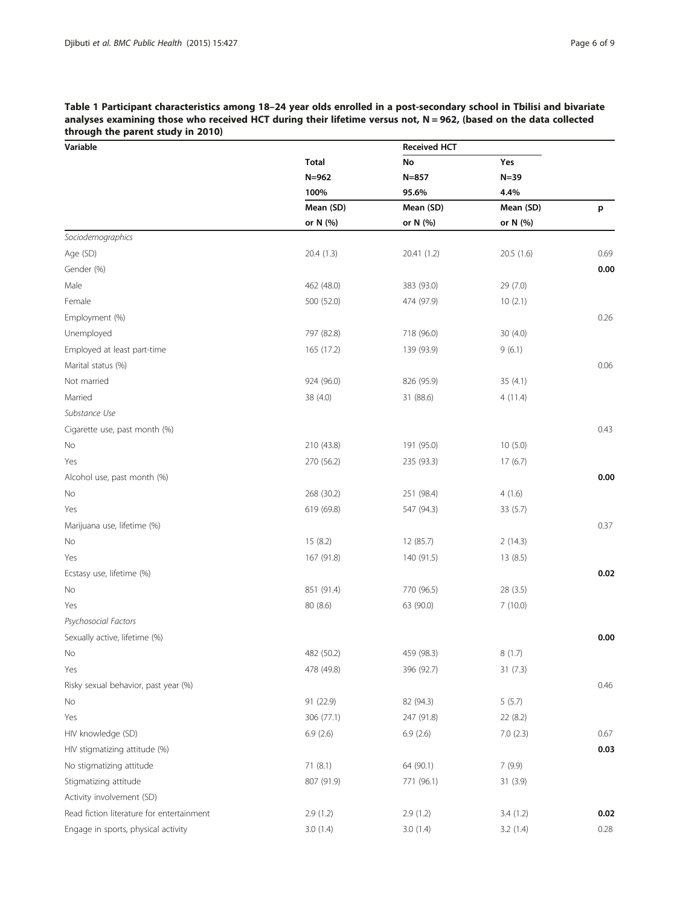**Table 1 Participant characteristics among 18–24 year olds enrolled in a post-secondary school in Tbilisi and bivariate analyses examining those who received HCT during their lifetime versus not, N = 962, (based on the data collected through the parent study in 2010)**

| Variable | | Received HCT | | |
|---|---|---|---|---|
| | Total | No | Yes | |
| | N=962 | N=857 | N=39 | |
| | 100% | 95.6% | 4.4% | |
| | Mean (SD) or N (%) | Mean (SD) or N (%) | Mean (SD) or N (%) | p |
| *Sociodemographics* | | | | |
| Age (SD) | 20.4 (1.3) | 20.41 (1.2) | 20.5 (1.6) | 0.69 |
| Gender (%) | | | | **0.00** |
| Male | 462 (48.0) | 383 (93.0) | 29 (7.0) | |
| Female | 500 (52.0) | 474 (97.9) | 10 (2.1) | |
| Employment (%) | | | | 0.26 |
| Unemployed | 797 (82.8) | 718 (96.0) | 30 (4.0) | |
| Employed at least part-time | 165 (17.2) | 139 (93.9) | 9 (6.1) | |
| Marital status (%) | | | | 0.06 |
| Not married | 924 (96.0) | 826 (95.9) | 35 (4.1) | |
| Married | 38 (4.0) | 31 (88.6) | 4 (11.4) | |
| *Substance Use* | | | | |
| Cigarette use, past month (%) | | | | 0.43 |
| No | 210 (43.8) | 191 (95.0) | 10 (5.0) | |
| Yes | 270 (56.2) | 235 (93.3) | 17 (6.7) | |
| Alcohol use, past month (%) | | | | **0.00** |
| No | 268 (30.2) | 251 (98.4) | 4 (1.6) | |
| Yes | 619 (69.8) | 547 (94.3) | 33 (5.7) | |
| Marijuana use, lifetime (%) | | | | 0.37 |
| No | 15 (8.2) | 12 (85.7) | 2 (14.3) | |
| Yes | 167 (91.8) | 140 (91.5) | 13 (8.5) | |
| Ecstasy use, lifetime (%) | | | | **0.02** |
| No | 851 (91.4) | 770 (96.5) | 28 (3.5) | |
| Yes | 80 (8.6) | 63 (90.0) | 7 (10.0) | |
| *Psychosocial Factors* | | | | |
| Sexually active, lifetime (%) | | | | **0.00** |
| No | 482 (50.2) | 459 (98.3) | 8 (1.7) | |
| Yes | 478 (49.8) | 396 (92.7) | 31 (7.3) | |
| Risky sexual behavior, past year (%) | | | | 0.46 |
| No | 91 (22.9) | 82 (94.3) | 5 (5.7) | |
| Yes | 306 (77.1) | 247 (91.8) | 22 (8.2) | |
| HIV knowledge (SD) | 6.9 (2.6) | 6.9 (2.6) | 7.0 (2.3) | 0.67 |
| HIV stigmatizing attitude (%) | | | | **0.03** |
| No stigmatizing attitude | 71 (8.1) | 64 (90.1) | 7 (9.9) | |
| Stigmatizing attitude | 807 (91.9) | 771 (96.1) | 31 (3.9) | |
| Activity involvement (SD) | | | | |
| Read fiction literature for entertainment | 2.9 (1.2) | 2.9 (1.2) | 3.4 (1.2) | **0.02** |
| Engage in sports, physical activity | 3.0 (1.4) | 3.0 (1.4) | 3.2 (1.4) | 0.28 |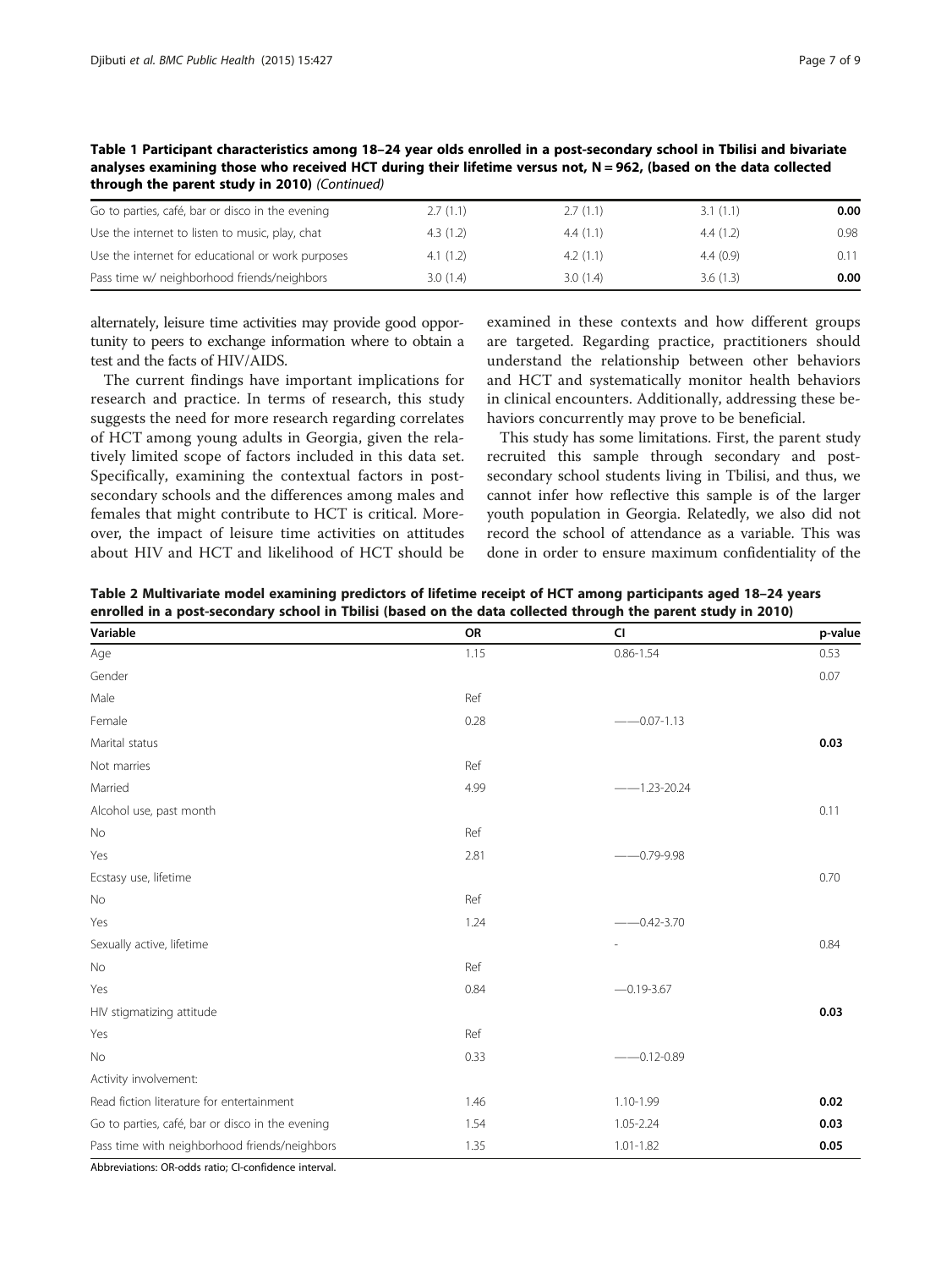**Table 1 Participant characteristics among 18–24 year olds enrolled in a post-secondary school in Tbilisi and bivariate analyses examining those who received HCT during their lifetime versus not, N = 962, (based on the data collected through the parent study in 2010)** *(Continued)*

| | | | | |
|---|---|---|---|---|
| Go to parties, café, bar or disco in the evening | 2.7 (1.1) | 2.7 (1.1) | 3.1 (1.1) | **0.00** |
| Use the internet to listen to music, play, chat | 4.3 (1.2) | 4.4 (1.1) | 4.4 (1.2) | 0.98 |
| Use the internet for educational or work purposes | 4.1 (1.2) | 4.2 (1.1) | 4.4 (0.9) | 0.11 |
| Pass time w/ neighborhood friends/neighbors | 3.0 (1.4) | 3.0 (1.4) | 3.6 (1.3) | **0.00** |

alternately, leisure time activities may provide good opportunity to peers to exchange information where to obtain a test and the facts of HIV/AIDS.

The current findings have important implications for research and practice. In terms of research, this study suggests the need for more research regarding correlates of HCT among young adults in Georgia, given the relatively limited scope of factors included in this data set. Specifically, examining the contextual factors in post-secondary schools and the differences among males and females that might contribute to HCT is critical. Moreover, the impact of leisure time activities on attitudes about HIV and HCT and likelihood of HCT should be examined in these contexts and how different groups are targeted. Regarding practice, practitioners should understand the relationship between other behaviors and HCT and systematically monitor health behaviors in clinical encounters. Additionally, addressing these behaviors concurrently may prove to be beneficial.

This study has some limitations. First, the parent study recruited this sample through secondary and post-secondary school students living in Tbilisi, and thus, we cannot infer how reflective this sample is of the larger youth population in Georgia. Relatedly, we also did not record the school of attendance as a variable. This was done in order to ensure maximum confidentiality of the

**Table 2 Multivariate model examining predictors of lifetime receipt of HCT among participants aged 18–24 years enrolled in a post-secondary school in Tbilisi (based on the data collected through the parent study in 2010)**

| Variable | OR | CI | p-value |
|---|---|---|---|
| Age | 1.15 | 0.86-1.54 | 0.53 |
| Gender | | | 0.07 |
| Male | Ref | | |
| Female | 0.28 | ——0.07-1.13 | |
| Marital status | | | **0.03** |
| Not marries | Ref | | |
| Married | 4.99 | ——1.23-20.24 | |
| Alcohol use, past month | | | 0.11 |
| No | Ref | | |
| Yes | 2.81 | ——0.79-9.98 | |
| Ecstasy use, lifetime | | | 0.70 |
| No | Ref | | |
| Yes | 1.24 | ——0.42-3.70 | |
| Sexually active, lifetime | | - | 0.84 |
| No | Ref | | |
| Yes | 0.84 | —0.19-3.67 | |
| HIV stigmatizing attitude | | | **0.03** |
| Yes | Ref | | |
| No | 0.33 | ——0.12-0.89 | |
| Activity involvement: | | | |
| Read fiction literature for entertainment | 1.46 | 1.10-1.99 | **0.02** |
| Go to parties, café, bar or disco in the evening | 1.54 | 1.05-2.24 | **0.03** |
| Pass time with neighborhood friends/neighbors | 1.35 | 1.01-1.82 | **0.05** |

Abbreviations: OR-odds ratio; CI-confidence interval.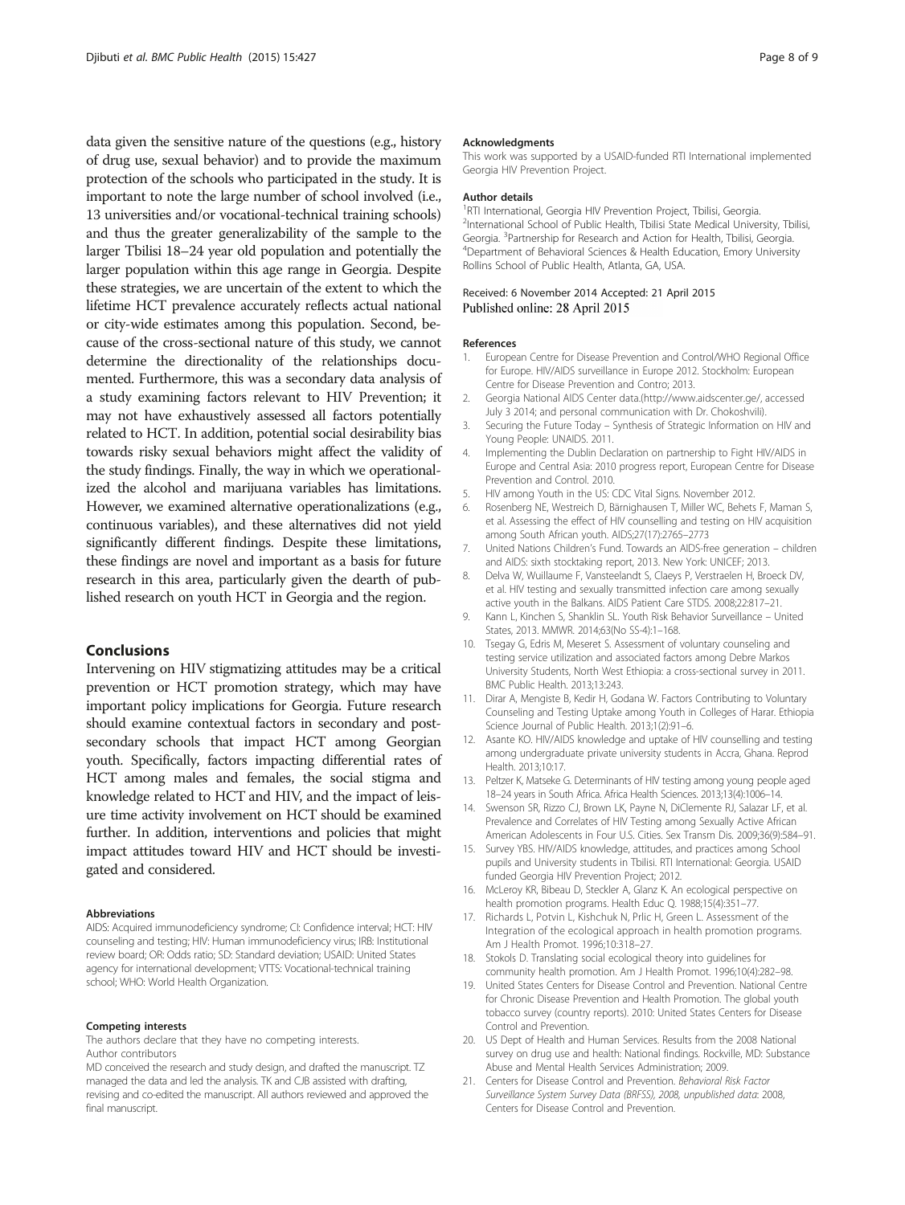data given the sensitive nature of the questions (e.g., history of drug use, sexual behavior) and to provide the maximum protection of the schools who participated in the study. It is important to note the large number of school involved (i.e., 13 universities and/or vocational-technical training schools) and thus the greater generalizability of the sample to the larger Tbilisi 18–24 year old population and potentially the larger population within this age range in Georgia. Despite these strategies, we are uncertain of the extent to which the lifetime HCT prevalence accurately reflects actual national or city-wide estimates among this population. Second, because of the cross-sectional nature of this study, we cannot determine the directionality of the relationships documented. Furthermore, this was a secondary data analysis of a study examining factors relevant to HIV Prevention; it may not have exhaustively assessed all factors potentially related to HCT. In addition, potential social desirability bias towards risky sexual behaviors might affect the validity of the study findings. Finally, the way in which we operationalized the alcohol and marijuana variables has limitations. However, we examined alternative operationalizations (e.g., continuous variables), and these alternatives did not yield significantly different findings. Despite these limitations, these findings are novel and important as a basis for future research in this area, particularly given the dearth of published research on youth HCT in Georgia and the region.

## Conclusions

Intervening on HIV stigmatizing attitudes may be a critical prevention or HCT promotion strategy, which may have important policy implications for Georgia. Future research should examine contextual factors in secondary and post-secondary schools that impact HCT among Georgian youth. Specifically, factors impacting differential rates of HCT among males and females, the social stigma and knowledge related to HCT and HIV, and the impact of leisure time activity involvement on HCT should be examined further. In addition, interventions and policies that might impact attitudes toward HIV and HCT should be investigated and considered.

#### Abbreviations

AIDS: Acquired immunodeficiency syndrome; CI: Confidence interval; HCT: HIV counseling and testing; HIV: Human immunodeficiency virus; IRB: Institutional review board; OR: Odds ratio; SD: Standard deviation; USAID: United States agency for international development; VTTS: Vocational-technical training school; WHO: World Health Organization.

#### Competing interests

The authors declare that they have no competing interests.

Author contributors

MD conceived the research and study design, and drafted the manuscript. TZ managed the data and led the analysis. TK and CJB assisted with drafting, revising and co-edited the manuscript. All authors reviewed and approved the final manuscript.

#### Acknowledgments

This work was supported by a USAID-funded RTI International implemented Georgia HIV Prevention Project.

#### Author details

[1]RTI International, Georgia HIV Prevention Project, Tbilisi, Georgia. [2]International School of Public Health, Tbilisi State Medical University, Tbilisi, Georgia. [3]Partnership for Research and Action for Health, Tbilisi, Georgia. [4]Department of Behavioral Sciences & Health Education, Emory University Rollins School of Public Health, Atlanta, GA, USA.

Received: 6 November 2014 Accepted: 21 April 2015
Published online: 28 April 2015

#### References

1. European Centre for Disease Prevention and Control/WHO Regional Office for Europe. HIV/AIDS surveillance in Europe 2012. Stockholm: European Centre for Disease Prevention and Contro; 2013.
2. Georgia National AIDS Center data.(http://www.aidscenter.ge/, accessed July 3 2014; and personal communication with Dr. Chokoshvili).
3. Securing the Future Today – Synthesis of Strategic Information on HIV and Young People: UNAIDS. 2011.
4. Implementing the Dublin Declaration on partnership to Fight HIV/AIDS in Europe and Central Asia: 2010 progress report, European Centre for Disease Prevention and Control. 2010.
5. HIV among Youth in the US: CDC Vital Signs. November 2012.
6. Rosenberg NE, Westreich D, Bärnighausen T, Miller WC, Behets F, Maman S, et al. Assessing the effect of HIV counselling and testing on HIV acquisition among South African youth. AIDS;27(17):2765–2773
7. United Nations Children's Fund. Towards an AIDS-free generation – children and AIDS: sixth stocktaking report, 2013. New York: UNICEF; 2013.
8. Delva W, Wuillaume F, Vansteelandt S, Claeys P, Verstraelen H, Broeck DV, et al. HIV testing and sexually transmitted infection care among sexually active youth in the Balkans. AIDS Patient Care STDS. 2008;22:817–21.
9. Kann L, Kinchen S, Shanklin SL. Youth Risk Behavior Surveillance – United States, 2013. MMWR. 2014;63(No SS-4):1–168.
10. Tsegay G, Edris M, Meseret S. Assessment of voluntary counseling and testing service utilization and associated factors among Debre Markos University Students, North West Ethiopia: a cross-sectional survey in 2011. BMC Public Health. 2013;13:243.
11. Dirar A, Mengiste B, Kedir H, Godana W. Factors Contributing to Voluntary Counseling and Testing Uptake among Youth in Colleges of Harar. Ethiopia Science Journal of Public Health. 2013;1(2):91–6.
12. Asante KO. HIV/AIDS knowledge and uptake of HIV counselling and testing among undergraduate private university students in Accra, Ghana. Reprod Health. 2013;10:17.
13. Peltzer K, Matseke G. Determinants of HIV testing among young people aged 18–24 years in South Africa. Africa Health Sciences. 2013;13(4):1006–14.
14. Swenson SR, Rizzo CJ, Brown LK, Payne N, DiClemente RJ, Salazar LF, et al. Prevalence and Correlates of HIV Testing among Sexually Active African American Adolescents in Four U.S. Cities. Sex Transm Dis. 2009;36(9):584–91.
15. Survey YBS. HIV/AIDS knowledge, attitudes, and practices among School pupils and University students in Tbilisi. RTI International: Georgia. USAID funded Georgia HIV Prevention Project; 2012.
16. McLeroy KR, Bibeau D, Steckler A, Glanz K. An ecological perspective on health promotion programs. Health Educ Q. 1988;15(4):351–77.
17. Richards L, Potvin L, Kishchuk N, Prlic H, Green L. Assessment of the Integration of the ecological approach in health promotion programs. Am J Health Promot. 1996;10:318–27.
18. Stokols D. Translating social ecological theory into guidelines for community health promotion. Am J Health Promot. 1996;10(4):282–98.
19. United States Centers for Disease Control and Prevention. National Centre for Chronic Disease Prevention and Health Promotion. The global youth tobacco survey (country reports). 2010: United States Centers for Disease Control and Prevention.
20. US Dept of Health and Human Services. Results from the 2008 National survey on drug use and health: National findings. Rockville, MD: Substance Abuse and Mental Health Services Administration; 2009.
21. Centers for Disease Control and Prevention. *Behavioral Risk Factor Surveillance System Survey Data (BRFSS), 2008, unpublished data*: 2008, Centers for Disease Control and Prevention.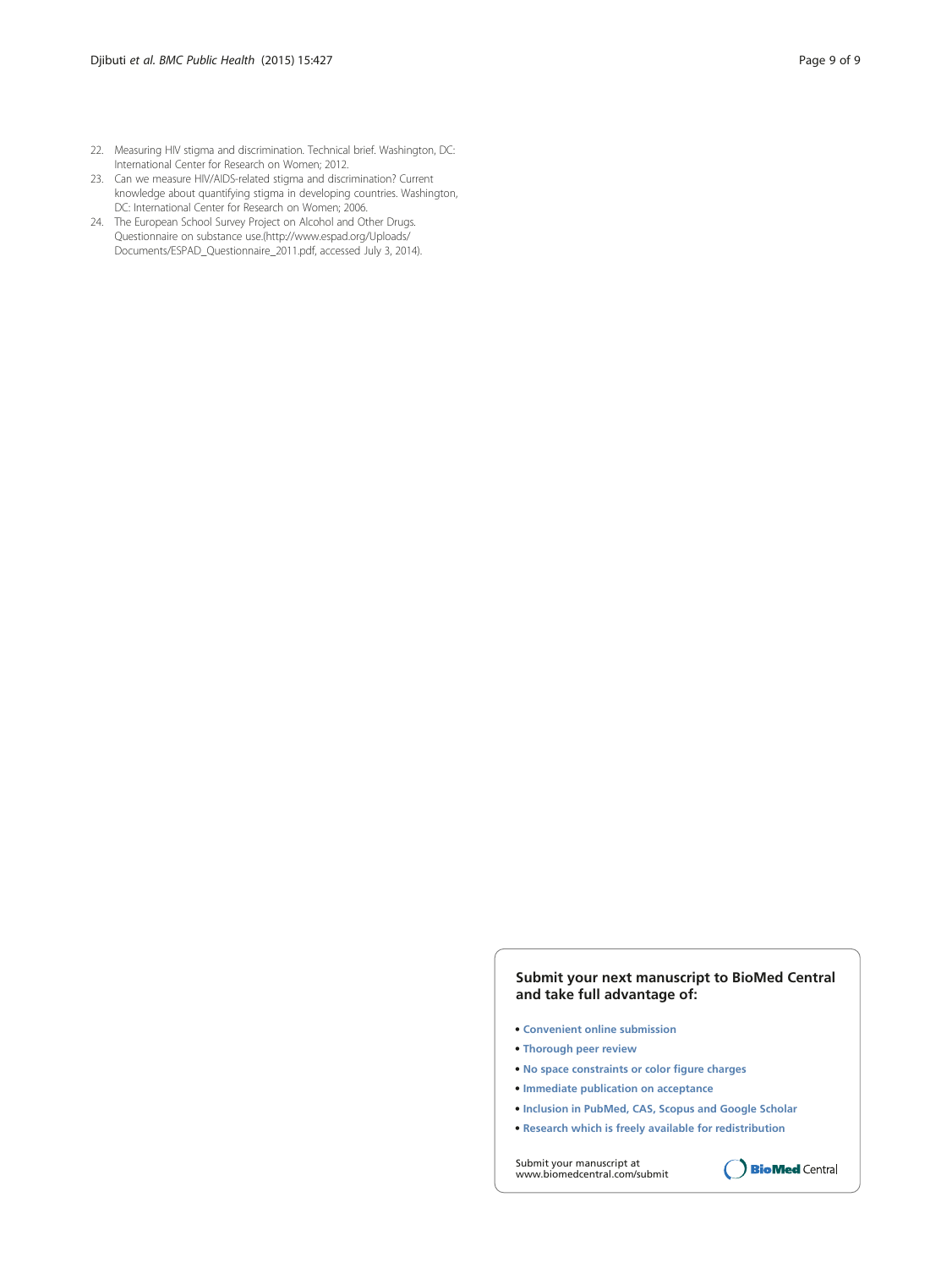22. Measuring HIV stigma and discrimination. Technical brief. Washington, DC: International Center for Research on Women; 2012.
23. Can we measure HIV/AIDS-related stigma and discrimination? Current knowledge about quantifying stigma in developing countries. Washington, DC: International Center for Research on Women; 2006.
24. The European School Survey Project on Alcohol and Other Drugs. Questionnaire on substance use.(http://www.espad.org/Uploads/Documents/ESPAD_Questionnaire_2011.pdf, accessed July 3, 2014).

**Submit your next manuscript to BioMed Central and take full advantage of:**

- **Convenient online submission**
- **Thorough peer review**
- **No space constraints or color figure charges**
- **Immediate publication on acceptance**
- **Inclusion in PubMed, CAS, Scopus and Google Scholar**
- **Research which is freely available for redistribution**

Submit your manuscript at
www.biomedcentral.com/submit

BioMed Central